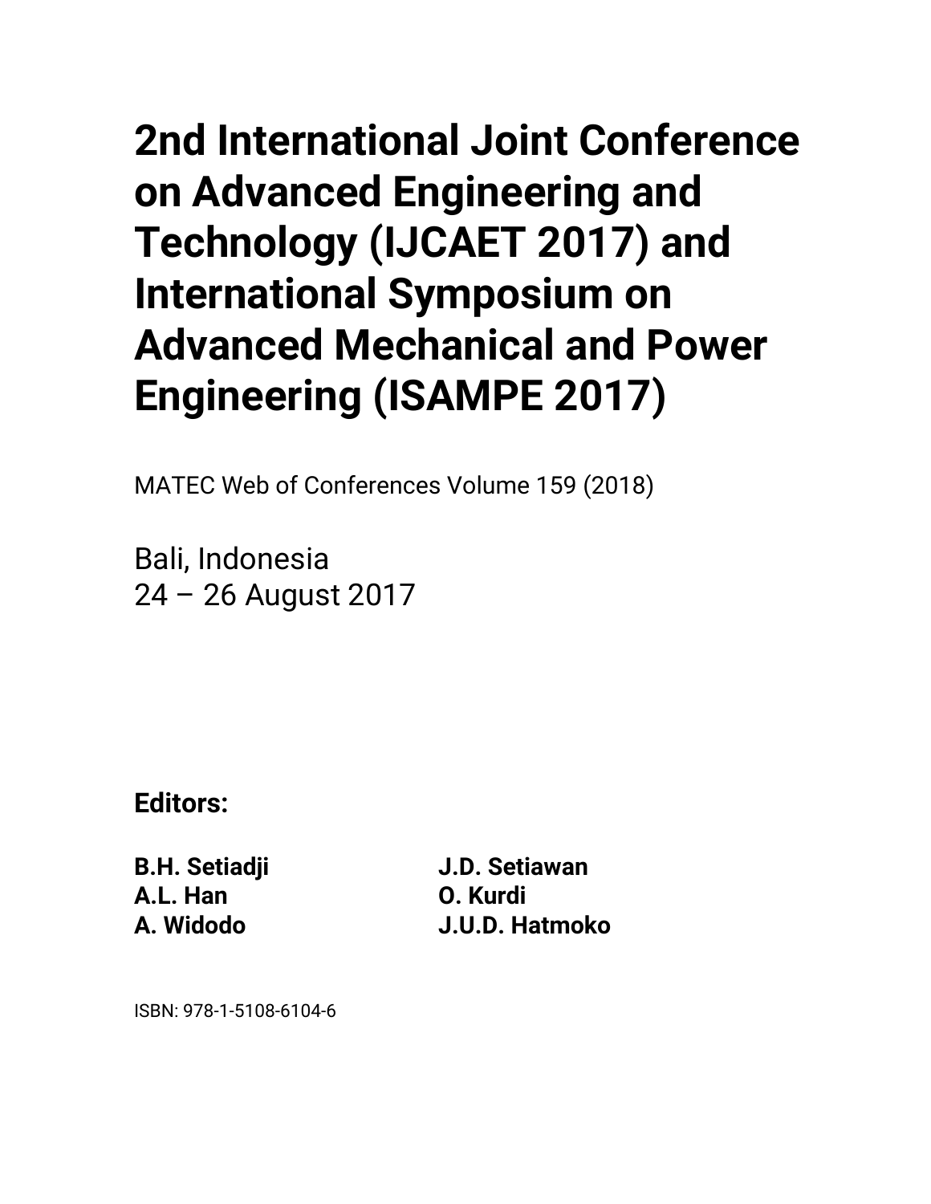# 2nd International Joint Conference on Advanced Engineering and Technology (IJCAET 2017) and International Symposium on Advanced Mechanical and Power Engineering (ISAMPE 2017)

MATEC Web of Conferences Volume 159 (2018)

Bali, Indonesia
24 – 26 August 2017

**Editors:**

| | |
|---|---|
| **B.H. Setiadji** | **J.D. Setiawan** |
| **A.L. Han** | **O. Kurdi** |
| **A. Widodo** | **J.U.D. Hatmoko** |

ISBN: 978-1-5108-6104-6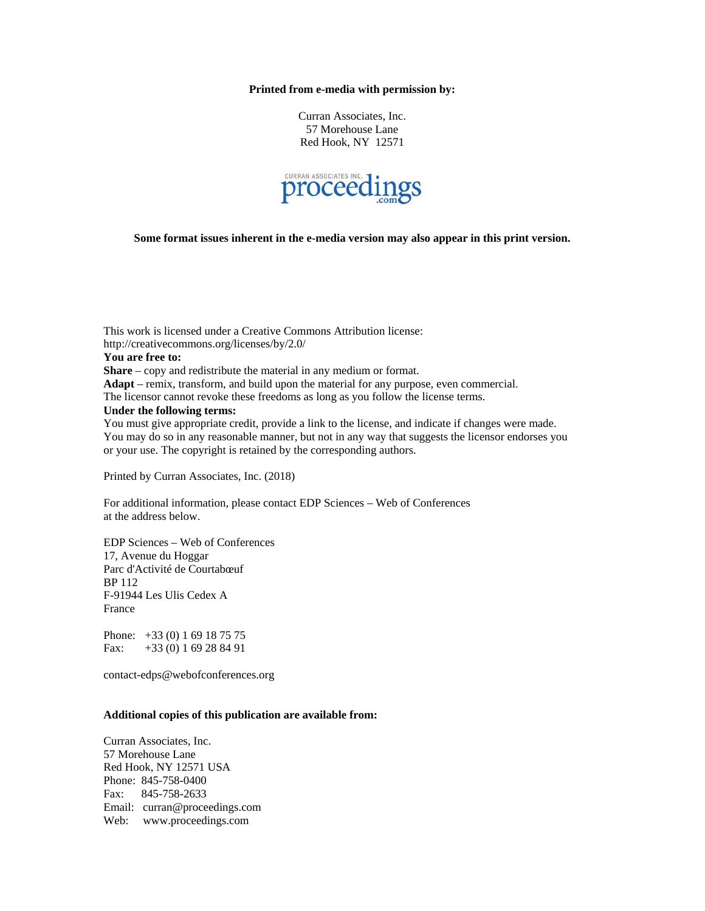**Printed from e-media with permission by:**

Curran Associates, Inc.
57 Morehouse Lane
Red Hook, NY 12571

CURRAN ASSOCIATES INC. proceedings .com

**Some format issues inherent in the e-media version may also appear in this print version.**

This work is licensed under a Creative Commons Attribution license:
http://creativecommons.org/licenses/by/2.0/

**You are free to:**

**Share** – copy and redistribute the material in any medium or format.
**Adapt** – remix, transform, and build upon the material for any purpose, even commercial.
The licensor cannot revoke these freedoms as long as you follow the license terms.

**Under the following terms:**

You must give appropriate credit, provide a link to the license, and indicate if changes were made. You may do so in any reasonable manner, but not in any way that suggests the licensor endorses you or your use. The copyright is retained by the corresponding authors.

Printed by Curran Associates, Inc. (2018)

For additional information, please contact EDP Sciences – Web of Conferences at the address below.

EDP Sciences – Web of Conferences
17, Avenue du Hoggar
Parc d'Activité de Courtabœuf
BP 112
F-91944 Les Ulis Cedex A
France

Phone: +33 (0) 1 69 18 75 75
Fax: +33 (0) 1 69 28 84 91

contact-edps@webofconferences.org

**Additional copies of this publication are available from:**

Curran Associates, Inc.
57 Morehouse Lane
Red Hook, NY 12571 USA
Phone: 845-758-0400
Fax: 845-758-2633
Email: curran@proceedings.com
Web: www.proceedings.com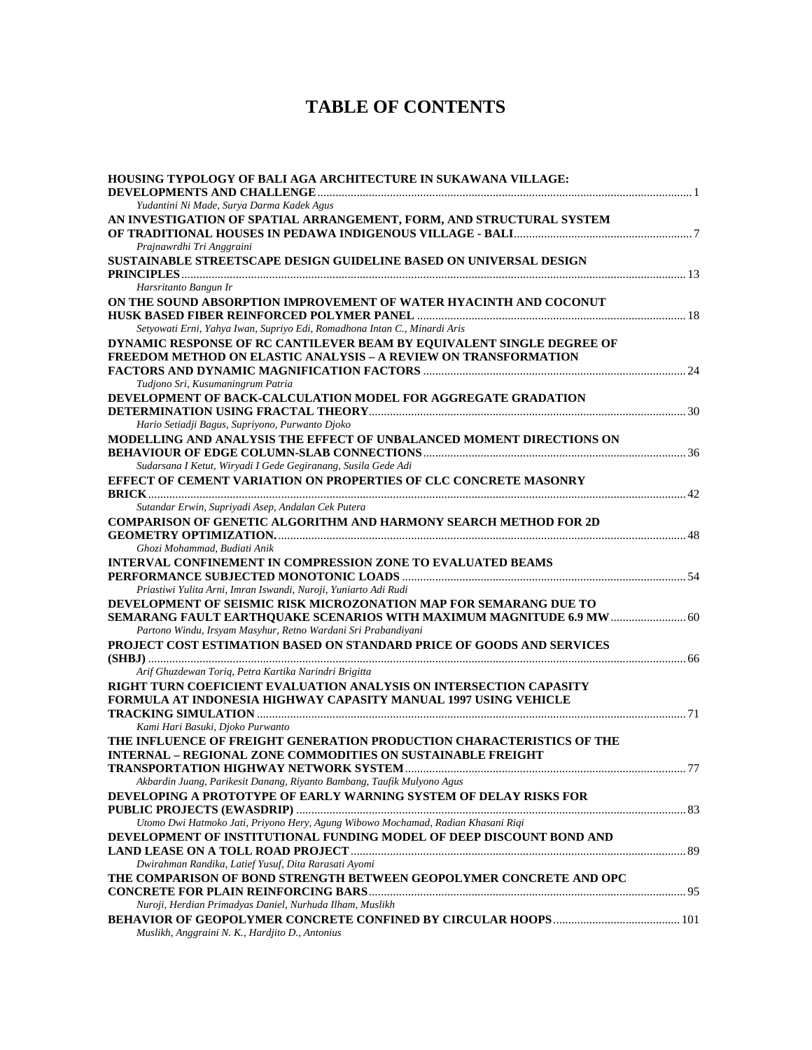# TABLE OF CONTENTS

**HOUSING TYPOLOGY OF BALI AGA ARCHITECTURE IN SUKAWANA VILLAGE: DEVELOPMENTS AND CHALLENGE** ........ 1
*Yudantini Ni Made, Surya Darma Kadek Agus*

**AN INVESTIGATION OF SPATIAL ARRANGEMENT, FORM, AND STRUCTURAL SYSTEM OF TRADITIONAL HOUSES IN PEDAWA INDIGENOUS VILLAGE - BALI** ........ 7
*Prajnawrdhi Tri Anggraini*

**SUSTAINABLE STREETSCAPE DESIGN GUIDELINE BASED ON UNIVERSAL DESIGN PRINCIPLES** ........ 13
*Harsritanto Bangun Ir*

**ON THE SOUND ABSORPTION IMPROVEMENT OF WATER HYACINTH AND COCONUT HUSK BASED FIBER REINFORCED POLYMER PANEL** ........ 18
*Setyowati Erni, Yahya Iwan, Supriyo Edi, Romadhona Intan C., Minardi Aris*

**DYNAMIC RESPONSE OF RC CANTILEVER BEAM BY EQUIVALENT SINGLE DEGREE OF FREEDOM METHOD ON ELASTIC ANALYSIS – A REVIEW ON TRANSFORMATION FACTORS AND DYNAMIC MAGNIFICATION FACTORS** ........ 24
*Tudjono Sri, Kusumaningrum Patria*

**DEVELOPMENT OF BACK-CALCULATION MODEL FOR AGGREGATE GRADATION DETERMINATION USING FRACTAL THEORY** ........ 30
*Hario Setiadji Bagus, Supriyono, Purwanto Djoko*

**MODELLING AND ANALYSIS THE EFFECT OF UNBALANCED MOMENT DIRECTIONS ON BEHAVIOUR OF EDGE COLUMN-SLAB CONNECTIONS** ........ 36
*Sudarsana I Ketut, Wiryadi I Gede Gegiranang, Susila Gede Adi*

**EFFECT OF CEMENT VARIATION ON PROPERTIES OF CLC CONCRETE MASONRY BRICK** ........ 42
*Sutandar Erwin, Supriyadi Asep, Andalan Cek Putera*

**COMPARISON OF GENETIC ALGORITHM AND HARMONY SEARCH METHOD FOR 2D GEOMETRY OPTIMIZATION.** ........ 48
*Ghozi Mohammad, Budiati Anik*

**INTERVAL CONFINEMENT IN COMPRESSION ZONE TO EVALUATED BEAMS PERFORMANCE SUBJECTED MONOTONIC LOADS** ........ 54
*Priastiwi Yulita Arni, Imran Iswandi, Nuroji, Yuniarto Adi Rudi*

**DEVELOPMENT OF SEISMIC RISK MICROZONATION MAP FOR SEMARANG DUE TO SEMARANG FAULT EARTHQUAKE SCENARIOS WITH MAXIMUM MAGNITUDE 6.9 MW** ........ 60
*Partono Windu, Irsyam Masyhur, Retno Wardani Sri Prabandiyani*

**PROJECT COST ESTIMATION BASED ON STANDARD PRICE OF GOODS AND SERVICES (SHBJ)** ........ 66
*Arif Ghuzdewan Toriq, Petra Kartika Narindri Brigitta*

**RIGHT TURN COEFICIENT EVALUATION ANALYSIS ON INTERSECTION CAPASITY FORMULA AT INDONESIA HIGHWAY CAPASITY MANUAL 1997 USING VEHICLE TRACKING SIMULATION** ........ 71
*Kami Hari Basuki, Djoko Purwanto*

**THE INFLUENCE OF FREIGHT GENERATION PRODUCTION CHARACTERISTICS OF THE INTERNAL – REGIONAL ZONE COMMODITIES ON SUSTAINABLE FREIGHT TRANSPORTATION HIGHWAY NETWORK SYSTEM** ........ 77
*Akbardin Juang, Parikesit Danang, Riyanto Bambang, Taufik Mulyono Agus*

**DEVELOPING A PROTOTYPE OF EARLY WARNING SYSTEM OF DELAY RISKS FOR PUBLIC PROJECTS (EWASDRIP)** ........ 83
*Utomo Dwi Hatmoko Jati, Priyono Hery, Agung Wibowo Mochamad, Radian Khasani Riqi*

**DEVELOPMENT OF INSTITUTIONAL FUNDING MODEL OF DEEP DISCOUNT BOND AND LAND LEASE ON A TOLL ROAD PROJECT** ........ 89
*Dwirahman Randika, Latief Yusuf, Dita Rarasati Ayomi*

**THE COMPARISON OF BOND STRENGTH BETWEEN GEOPOLYMER CONCRETE AND OPC CONCRETE FOR PLAIN REINFORCING BARS** ........ 95
*Nuroji, Herdian Primadyas Daniel, Nurhuda Ilham, Muslikh*

**BEHAVIOR OF GEOPOLYMER CONCRETE CONFINED BY CIRCULAR HOOPS** ........ 101
*Muslikh, Anggraini N. K., Hardjito D., Antonius*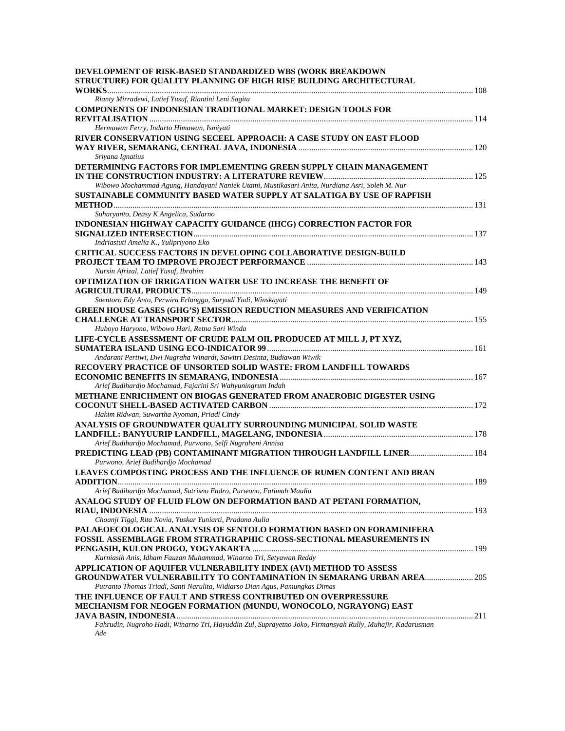**DEVELOPMENT OF RISK-BASED STANDARDIZED WBS (WORK BREAKDOWN STRUCTURE) FOR QUALITY PLANNING OF HIGH RISE BUILDING ARCHITECTURAL WORKS** ........ 108
*Rianty Mirradewi, Latief Yusuf, Riantini Leni Sagita*

**COMPONENTS OF INDONESIAN TRADITIONAL MARKET: DESIGN TOOLS FOR REVITALISATION** ........ 114
*Hermawan Ferry, Indarto Himawan, Ismiyati*

**RIVER CONSERVATION USING SECEEL APPROACH: A CASE STUDY ON EAST FLOOD WAY RIVER, SEMARANG, CENTRAL JAVA, INDONESIA** ........ 120
*Sriyana Ignatius*

**DETERMINING FACTORS FOR IMPLEMENTING GREEN SUPPLY CHAIN MANAGEMENT IN THE CONSTRUCTION INDUSTRY: A LITERATURE REVIEW** ........ 125
*Wibowo Mochammad Agung, Handayani Naniek Utami, Mustikasari Anita, Nurdiana Asri, Soleh M. Nur*

**SUSTAINABLE COMMUNITY BASED WATER SUPPLY AT SALATIGA BY USE OF RAPFISH METHOD** ........ 131
*Suharyanto, Deasy K Angelica, Sudarno*

**INDONESIAN HIGHWAY CAPACITY GUIDANCE (IHCG) CORRECTION FACTOR FOR SIGNALIZED INTERSECTION** ........ 137
*Indriastuti Amelia K., Yulipriyono Eko*

**CRITICAL SUCCESS FACTORS IN DEVELOPING COLLABORATIVE DESIGN-BUILD PROJECT TEAM TO IMPROVE PROJECT PERFORMANCE** ........ 143
*Nursin Afrizal, Latief Yusuf, Ibrahim*

**OPTIMIZATION OF IRRIGATION WATER USE TO INCREASE THE BENEFIT OF AGRICULTURAL PRODUCTS** ........ 149
*Soentoro Edy Anto, Perwira Erlangga, Suryadi Yadi, Winskayati*

**GREEN HOUSE GASES (GHG'S) EMISSION REDUCTION MEASURES AND VERIFICATION CHALLENGE AT TRANSPORT SECTOR** ........ 155
*Huboyo Haryono, Wibowo Hari, Retna Sari Winda*

**LIFE-CYCLE ASSESSMENT OF CRUDE PALM OIL PRODUCED AT MILL J, PT XYZ, SUMATERA ISLAND USING ECO-INDICATOR 99** ........ 161
*Andarani Pertiwi, Dwi Nugraha Winardi, Sawitri Desinta, Budiawan Wiwik*

**RECOVERY PRACTICE OF UNSORTED SOLID WASTE: FROM LANDFILL TOWARDS ECONOMIC BENEFITS IN SEMARANG, INDONESIA** ........ 167
*Arief Budihardjo Mochamad, Fajarini Sri Wahyuningrum Indah*

**METHANE ENRICHMENT ON BIOGAS GENERATED FROM ANAEROBIC DIGESTER USING COCONUT SHELL-BASED ACTIVATED CARBON** ........ 172
*Hakim Ridwan, Suwartha Nyoman, Priadi Cindy*

**ANALYSIS OF GROUNDWATER QUALITY SURROUNDING MUNICIPAL SOLID WASTE LANDFILL: BANYUURIP LANDFILL, MAGELANG, INDONESIA** ........ 178
*Arief Budihardjo Mochamad, Purwono, Selfi Nugraheni Annisa*

**PREDICTING LEAD (PB) CONTAMINANT MIGRATION THROUGH LANDFILL LINER** ........ 184
*Purwono, Arief Budihardjo Mochamad*

**LEAVES COMPOSTING PROCESS AND THE INFLUENCE OF RUMEN CONTENT AND BRAN ADDITION** ........ 189
*Arief Budihardjo Mochamad, Sutrisno Endro, Purwono, Fatimah Maulia*

**ANALOG STUDY OF FLUID FLOW ON DEFORMATION BAND AT PETANI FORMATION, RIAU, INDONESIA** ........ 193
*Choanji Tiggi, Rita Novia, Yuskar Yuniarti, Pradana Aulia*

**PALAEOECOLOGICAL ANALYSIS OF SENTOLO FORMATION BASED ON FORAMINIFERA FOSSIL ASSEMBLAGE FROM STRATIGRAPHIC CROSS-SECTIONAL MEASUREMENTS IN PENGASIH, KULON PROGO, YOGYAKARTA** ........ 199
*Kurniasih Anis, Idham Fauzan Muhammad, Winarno Tri, Setyawan Reddy*

**APPLICATION OF AQUIFER VULNERABILITY INDEX (AVI) METHOD TO ASSESS GROUNDWATER VULNERABILITY TO CONTAMINATION IN SEMARANG URBAN AREA** ........ 205
*Putranto Thomas Triadi, Santi Narulita, Widiarso Dian Agus, Pamungkas Dimas*

**THE INFLUENCE OF FAULT AND STRESS CONTRIBUTED ON OVERPRESSURE MECHANISM FOR NEOGEN FORMATION (MUNDU, WONOCOLO, NGRAYONG) EAST JAVA BASIN, INDONESIA** ........ 211
*Fahrudin, Nugroho Hadi, Winarno Tri, Hayuddin Zul, Suprayetno Joko, Firmansyah Rully, Muhajir, Kadarusman Ade*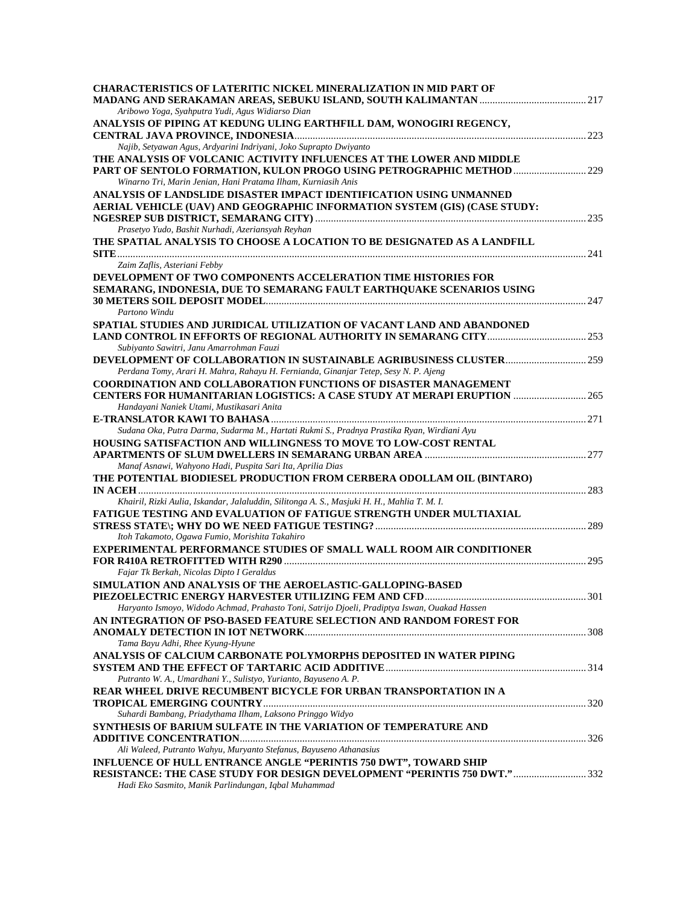**CHARACTERISTICS OF LATERITIC NICKEL MINERALIZATION IN MID PART OF MADANG AND SERAKAMAN AREAS, SEBUKU ISLAND, SOUTH KALIMANTAN** ........ 217
*Aribowo Yoga, Syahputra Yudi, Agus Widiarso Dian*

**ANALYSIS OF PIPING AT KEDUNG ULING EARTHFILL DAM, WONOGIRI REGENCY, CENTRAL JAVA PROVINCE, INDONESIA** ........ 223
*Najib, Setyawan Agus, Ardyarini Indriyani, Joko Suprapto Dwiyanto*

**THE ANALYSIS OF VOLCANIC ACTIVITY INFLUENCES AT THE LOWER AND MIDDLE PART OF SENTOLO FORMATION, KULON PROGO USING PETROGRAPHIC METHOD** ........ 229
*Winarno Tri, Marin Jenian, Hani Pratama Ilham, Kurniasih Anis*

**ANALYSIS OF LANDSLIDE DISASTER IMPACT IDENTIFICATION USING UNMANNED AERIAL VEHICLE (UAV) AND GEOGRAPHIC INFORMATION SYSTEM (GIS) (CASE STUDY: NGESREP SUB DISTRICT, SEMARANG CITY)** ........ 235
*Prasetyo Yudo, Bashit Nurhadi, Azeriansyah Reyhan*

**THE SPATIAL ANALYSIS TO CHOOSE A LOCATION TO BE DESIGNATED AS A LANDFILL SITE** ........ 241
*Zaim Zaflis, Asteriani Febby*

**DEVELOPMENT OF TWO COMPONENTS ACCELERATION TIME HISTORIES FOR SEMARANG, INDONESIA, DUE TO SEMARANG FAULT EARTHQUAKE SCENARIOS USING 30 METERS SOIL DEPOSIT MODEL** ........ 247
*Partono Windu*

**SPATIAL STUDIES AND JURIDICAL UTILIZATION OF VACANT LAND AND ABANDONED LAND CONTROL IN EFFORTS OF REGIONAL AUTHORITY IN SEMARANG CITY** ........ 253
*Subiyanto Sawitri, Janu Amarrohman Fauzi*

**DEVELOPMENT OF COLLABORATION IN SUSTAINABLE AGRIBUSINESS CLUSTER** ........ 259
*Perdana Tomy, Arari H. Mahra, Rahayu H. Fernianda, Ginanjar Tetep, Sesy N. P. Ajeng*

**COORDINATION AND COLLABORATION FUNCTIONS OF DISASTER MANAGEMENT CENTERS FOR HUMANITARIAN LOGISTICS: A CASE STUDY AT MERAPI ERUPTION** ........ 265
*Handayani Naniek Utami, Mustikasari Anita*

**E-TRANSLATOR KAWI TO BAHASA** ........ 271
*Sudana Oka, Putra Darma, Sudarma M., Hartati Rukmi S., Pradnya Prastika Ryan, Wirdiani Ayu*

**HOUSING SATISFACTION AND WILLINGNESS TO MOVE TO LOW-COST RENTAL APARTMENTS OF SLUM DWELLERS IN SEMARANG URBAN AREA** ........ 277
*Manaf Asnawi, Wahyono Hadi, Puspita Sari Ita, Aprilia Dias*

**THE POTENTIAL BIODIESEL PRODUCTION FROM CERBERA ODOLLAM OIL (BINTARO) IN ACEH** ........ 283
*Khairil, Rizki Aulia, Iskandar, Jalaluddin, Silitonga A. S., Masjuki H. H., Mahlia T. M. I.*

**FATIGUE TESTING AND EVALUATION OF FATIGUE STRENGTH UNDER MULTIAXIAL STRESS STATE\; WHY DO WE NEED FATIGUE TESTING?** ........ 289
*Itoh Takamoto, Ogawa Fumio, Morishita Takahiro*

**EXPERIMENTAL PERFORMANCE STUDIES OF SMALL WALL ROOM AIR CONDITIONER FOR R410A RETROFITTED WITH R290** ........ 295
*Fajar Tk Berkah, Nicolas Dipto I Geraldus*

**SIMULATION AND ANALYSIS OF THE AEROELASTIC-GALLOPING-BASED PIEZOELECTRIC ENERGY HARVESTER UTILIZING FEM AND CFD** ........ 301
*Haryanto Ismoyo, Widodo Achmad, Prahasto Toni, Satrijo Djoeli, Pradiptya Iswan, Ouakad Hassen*

**AN INTEGRATION OF PSO-BASED FEATURE SELECTION AND RANDOM FOREST FOR ANOMALY DETECTION IN IOT NETWORK** ........ 308
*Tama Bayu Adhi, Rhee Kyung-Hyune*

**ANALYSIS OF CALCIUM CARBONATE POLYMORPHS DEPOSITED IN WATER PIPING SYSTEM AND THE EFFECT OF TARTARIC ACID ADDITIVE** ........ 314
*Putranto W. A., Umardhani Y., Sulistyo, Yurianto, Bayuseno A. P.*

**REAR WHEEL DRIVE RECUMBENT BICYCLE FOR URBAN TRANSPORTATION IN A TROPICAL EMERGING COUNTRY** ........ 320
*Suhardi Bambang, Priadythama Ilham, Laksono Pringgo Widyo*

**SYNTHESIS OF BARIUM SULFATE IN THE VARIATION OF TEMPERATURE AND ADDITIVE CONCENTRATION** ........ 326
*Ali Waleed, Putranto Wahyu, Muryanto Stefanus, Bayuseno Athanasius*

**INFLUENCE OF HULL ENTRANCE ANGLE "PERINTIS 750 DWT", TOWARD SHIP RESISTANCE: THE CASE STUDY FOR DESIGN DEVELOPMENT "PERINTIS 750 DWT."** ........ 332
*Hadi Eko Sasmito, Manik Parlindungan, Iqbal Muhammad*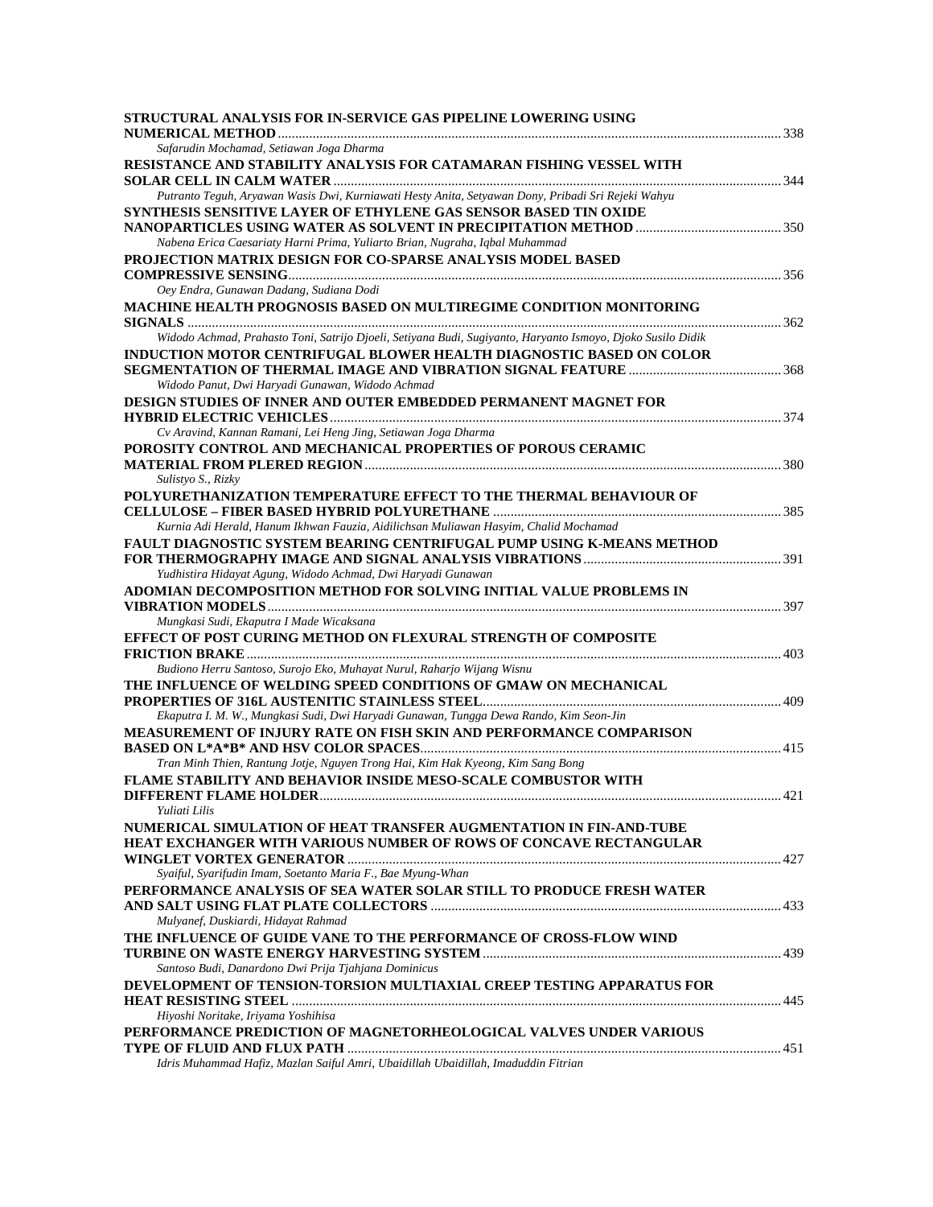**STRUCTURAL ANALYSIS FOR IN-SERVICE GAS PIPELINE LOWERING USING NUMERICAL METHOD** ............ 338
*Safarudin Mochamad, Setiawan Joga Dharma*

**RESISTANCE AND STABILITY ANALYSIS FOR CATAMARAN FISHING VESSEL WITH SOLAR CELL IN CALM WATER** ............ 344
*Putranto Teguh, Aryawan Wasis Dwi, Kurniawati Hesty Anita, Setyawan Dony, Pribadi Sri Rejeki Wahyu*

**SYNTHESIS SENSITIVE LAYER OF ETHYLENE GAS SENSOR BASED TIN OXIDE NANOPARTICLES USING WATER AS SOLVENT IN PRECIPITATION METHOD** ............ 350
*Nabena Erica Caesariaty Harni Prima, Yuliarto Brian, Nugraha, Iqbal Muhammad*

**PROJECTION MATRIX DESIGN FOR CO-SPARSE ANALYSIS MODEL BASED COMPRESSIVE SENSING** ............ 356
*Oey Endra, Gunawan Dadang, Sudiana Dodi*

**MACHINE HEALTH PROGNOSIS BASED ON MULTIREGIME CONDITION MONITORING SIGNALS** ............ 362
*Widodo Achmad, Prahasto Toni, Satrijo Djoeli, Setiyana Budi, Sugiyanto, Haryanto Ismoyo, Djoko Susilo Didik*

**INDUCTION MOTOR CENTRIFUGAL BLOWER HEALTH DIAGNOSTIC BASED ON COLOR SEGMENTATION OF THERMAL IMAGE AND VIBRATION SIGNAL FEATURE** ............ 368
*Widodo Panut, Dwi Haryadi Gunawan, Widodo Achmad*

**DESIGN STUDIES OF INNER AND OUTER EMBEDDED PERMANENT MAGNET FOR HYBRID ELECTRIC VEHICLES** ............ 374
*Cv Aravind, Kannan Ramani, Lei Heng Jing, Setiawan Joga Dharma*

**POROSITY CONTROL AND MECHANICAL PROPERTIES OF POROUS CERAMIC MATERIAL FROM PLERED REGION** ............ 380
*Sulistyo S., Rizky*

**POLYURETHANIZATION TEMPERATURE EFFECT TO THE THERMAL BEHAVIOUR OF CELLULOSE – FIBER BASED HYBRID POLYURETHANE** ............ 385
*Kurnia Adi Herald, Hanum Ikhwan Fauzia, Aidilichsan Muliawan Hasyim, Chalid Mochamad*

**FAULT DIAGNOSTIC SYSTEM BEARING CENTRIFUGAL PUMP USING K-MEANS METHOD FOR THERMOGRAPHY IMAGE AND SIGNAL ANALYSIS VIBRATIONS** ............ 391
*Yudhistira Hidayat Agung, Widodo Achmad, Dwi Haryadi Gunawan*

**ADOMIAN DECOMPOSITION METHOD FOR SOLVING INITIAL VALUE PROBLEMS IN VIBRATION MODELS** ............ 397
*Mungkasi Sudi, Ekaputra I Made Wicaksana*

**EFFECT OF POST CURING METHOD ON FLEXURAL STRENGTH OF COMPOSITE FRICTION BRAKE** ............ 403
*Budiono Herru Santoso, Surojo Eko, Muhayat Nurul, Raharjo Wijang Wisnu*

**THE INFLUENCE OF WELDING SPEED CONDITIONS OF GMAW ON MECHANICAL PROPERTIES OF 316L AUSTENITIC STAINLESS STEEL** ............ 409
*Ekaputra I. M. W., Mungkasi Sudi, Dwi Haryadi Gunawan, Tungga Dewa Rando, Kim Seon-Jin*

**MEASUREMENT OF INJURY RATE ON FISH SKIN AND PERFORMANCE COMPARISON BASED ON L\*A\*B\* AND HSV COLOR SPACES** ............ 415
*Tran Minh Thien, Rantung Jotje, Nguyen Trong Hai, Kim Hak Kyeong, Kim Sang Bong*

**FLAME STABILITY AND BEHAVIOR INSIDE MESO-SCALE COMBUSTOR WITH DIFFERENT FLAME HOLDER** ............ 421
*Yuliati Lilis*

**NUMERICAL SIMULATION OF HEAT TRANSFER AUGMENTATION IN FIN-AND-TUBE HEAT EXCHANGER WITH VARIOUS NUMBER OF ROWS OF CONCAVE RECTANGULAR WINGLET VORTEX GENERATOR** ............ 427
*Syaiful, Syarifudin Imam, Soetanto Maria F., Bae Myung-Whan*

**PERFORMANCE ANALYSIS OF SEA WATER SOLAR STILL TO PRODUCE FRESH WATER AND SALT USING FLAT PLATE COLLECTORS** ............ 433
*Mulyanef, Duskiardi, Hidayat Rahmad*

**THE INFLUENCE OF GUIDE VANE TO THE PERFORMANCE OF CROSS-FLOW WIND TURBINE ON WASTE ENERGY HARVESTING SYSTEM** ............ 439
*Santoso Budi, Danardono Dwi Prija Tjahjana Dominicus*

**DEVELOPMENT OF TENSION-TORSION MULTIAXIAL CREEP TESTING APPARATUS FOR HEAT RESISTING STEEL** ............ 445
*Hiyoshi Noritake, Iriyama Yoshihisa*

**PERFORMANCE PREDICTION OF MAGNETORHEOLOGICAL VALVES UNDER VARIOUS TYPE OF FLUID AND FLUX PATH** ............ 451
*Idris Muhammad Hafiz, Mazlan Saiful Amri, Ubaidillah Ubaidillah, Imaduddin Fitrian*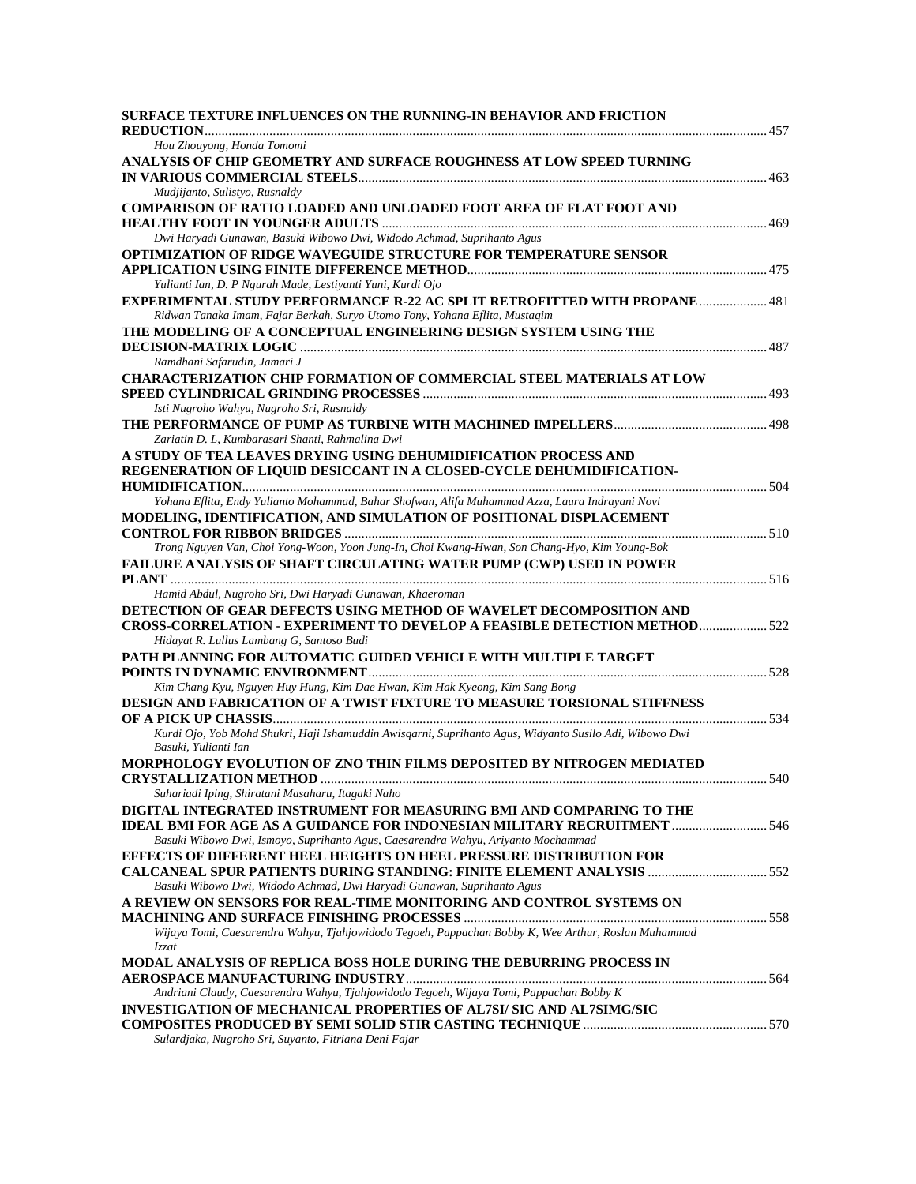**SURFACE TEXTURE INFLUENCES ON THE RUNNING-IN BEHAVIOR AND FRICTION REDUCTION** ........ 457
*Hou Zhouyong, Honda Tomomi*

**ANALYSIS OF CHIP GEOMETRY AND SURFACE ROUGHNESS AT LOW SPEED TURNING IN VARIOUS COMMERCIAL STEELS** ........ 463
*Mudjijanto, Sulistyo, Rusnaldy*

**COMPARISON OF RATIO LOADED AND UNLOADED FOOT AREA OF FLAT FOOT AND HEALTHY FOOT IN YOUNGER ADULTS** ........ 469
*Dwi Haryadi Gunawan, Basuki Wibowo Dwi, Widodo Achmad, Suprihanto Agus*

**OPTIMIZATION OF RIDGE WAVEGUIDE STRUCTURE FOR TEMPERATURE SENSOR APPLICATION USING FINITE DIFFERENCE METHOD** ........ 475
*Yulianti Ian, D. P Ngurah Made, Lestiyanti Yuni, Kurdi Ojo*

**EXPERIMENTAL STUDY PERFORMANCE R-22 AC SPLIT RETROFITTED WITH PROPANE** ........ 481
*Ridwan Tanaka Imam, Fajar Berkah, Suryo Utomo Tony, Yohana Eflita, Mustaqim*

**THE MODELING OF A CONCEPTUAL ENGINEERING DESIGN SYSTEM USING THE DECISION-MATRIX LOGIC** ........ 487
*Ramdhani Safarudin, Jamari J*

**CHARACTERIZATION CHIP FORMATION OF COMMERCIAL STEEL MATERIALS AT LOW SPEED CYLINDRICAL GRINDING PROCESSES** ........ 493
*Isti Nugroho Wahyu, Nugroho Sri, Rusnaldy*

**THE PERFORMANCE OF PUMP AS TURBINE WITH MACHINED IMPELLERS** ........ 498
*Zariatin D. L, Kumbarasari Shanti, Rahmalina Dwi*

**A STUDY OF TEA LEAVES DRYING USING DEHUMIDIFICATION PROCESS AND REGENERATION OF LIQUID DESICCANT IN A CLOSED-CYCLE DEHUMIDIFICATION-HUMIDIFICATION** ........ 504
*Yohana Eflita, Endy Yulianto Mohammad, Bahar Shofwan, Alifa Muhammad Azza, Laura Indrayani Novi*

**MODELING, IDENTIFICATION, AND SIMULATION OF POSITIONAL DISPLACEMENT CONTROL FOR RIBBON BRIDGES** ........ 510
*Trong Nguyen Van, Choi Yong-Woon, Yoon Jung-In, Choi Kwang-Hwan, Son Chang-Hyo, Kim Young-Bok*

**FAILURE ANALYSIS OF SHAFT CIRCULATING WATER PUMP (CWP) USED IN POWER PLANT** ........ 516
*Hamid Abdul, Nugroho Sri, Dwi Haryadi Gunawan, Khaeroman*

**DETECTION OF GEAR DEFECTS USING METHOD OF WAVELET DECOMPOSITION AND CROSS-CORRELATION - EXPERIMENT TO DEVELOP A FEASIBLE DETECTION METHOD** ........ 522
*Hidayat R. Lullus Lambang G, Santoso Budi*

**PATH PLANNING FOR AUTOMATIC GUIDED VEHICLE WITH MULTIPLE TARGET POINTS IN DYNAMIC ENVIRONMENT** ........ 528
*Kim Chang Kyu, Nguyen Huy Hung, Kim Dae Hwan, Kim Hak Kyeong, Kim Sang Bong*

**DESIGN AND FABRICATION OF A TWIST FIXTURE TO MEASURE TORSIONAL STIFFNESS OF A PICK UP CHASSIS** ........ 534
*Kurdi Ojo, Yob Mohd Shukri, Haji Ishamuddin Awisqarni, Suprihanto Agus, Widyanto Susilo Adi, Wibowo Dwi Basuki, Yulianti Ian*

**MORPHOLOGY EVOLUTION OF ZNO THIN FILMS DEPOSITED BY NITROGEN MEDIATED CRYSTALLIZATION METHOD** ........ 540
*Suhariadi Iping, Shiratani Masaharu, Itagaki Naho*

**DIGITAL INTEGRATED INSTRUMENT FOR MEASURING BMI AND COMPARING TO THE IDEAL BMI FOR AGE AS A GUIDANCE FOR INDONESIAN MILITARY RECRUITMENT** ........ 546
*Basuki Wibowo Dwi, Ismoyo, Suprihanto Agus, Caesarendra Wahyu, Ariyanto Mochammad*

**EFFECTS OF DIFFERENT HEEL HEIGHTS ON HEEL PRESSURE DISTRIBUTION FOR CALCANEAL SPUR PATIENTS DURING STANDING: FINITE ELEMENT ANALYSIS** ........ 552
*Basuki Wibowo Dwi, Widodo Achmad, Dwi Haryadi Gunawan, Suprihanto Agus*

**A REVIEW ON SENSORS FOR REAL-TIME MONITORING AND CONTROL SYSTEMS ON MACHINING AND SURFACE FINISHING PROCESSES** ........ 558
*Wijaya Tomi, Caesarendra Wahyu, Tjahjowidodo Tegoeh, Pappachan Bobby K, Wee Arthur, Roslan Muhammad Izzat*

**MODAL ANALYSIS OF REPLICA BOSS HOLE DURING THE DEBURRING PROCESS IN AEROSPACE MANUFACTURING INDUSTRY** ........ 564
*Andriani Claudy, Caesarendra Wahyu, Tjahjowidodo Tegoeh, Wijaya Tomi, Pappachan Bobby K*

**INVESTIGATION OF MECHANICAL PROPERTIES OF AL7SI/ SIC AND AL7SIMG/SIC COMPOSITES PRODUCED BY SEMI SOLID STIR CASTING TECHNIQUE** ........ 570
*Sulardjaka, Nugroho Sri, Suyanto, Fitriana Deni Fajar*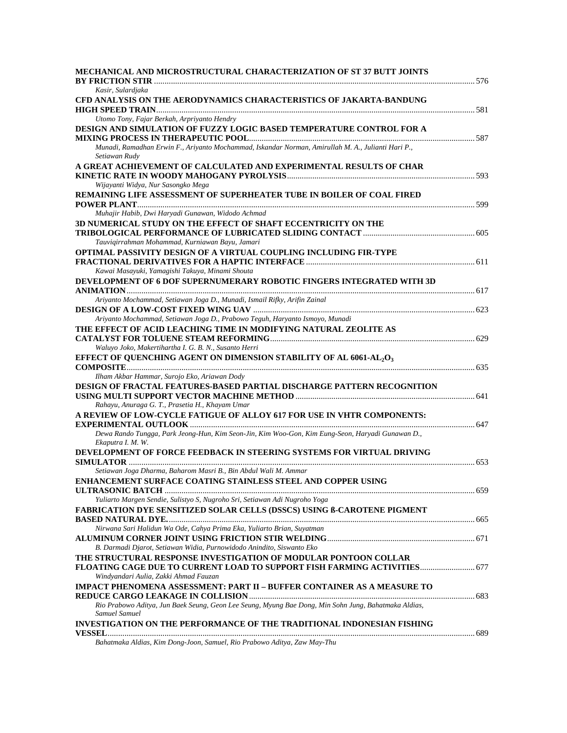**MECHANICAL AND MICROSTRUCTURAL CHARACTERIZATION OF ST 37 BUTT JOINTS BY FRICTION STIR** ........ 576
*Kasir, Sulardjaka*

**CFD ANALYSIS ON THE AERODYNAMICS CHARACTERISTICS OF JAKARTA-BANDUNG HIGH SPEED TRAIN** ........ 581
*Utomo Tony, Fajar Berkah, Arpriyanto Hendry*

**DESIGN AND SIMULATION OF FUZZY LOGIC BASED TEMPERATURE CONTROL FOR A MIXING PROCESS IN THERAPEUTIC POOL** ........ 587
*Munadi, Ramadhan Erwin F., Ariyanto Mochammad, Iskandar Norman, Amirullah M. A., Julianti Hari P., Setiawan Rudy*

**A GREAT ACHIEVEMENT OF CALCULATED AND EXPERIMENTAL RESULTS OF CHAR KINETIC RATE IN WOODY MAHOGANY PYROLYSIS** ........ 593
*Wijayanti Widya, Nur Sasongko Mega*

**REMAINING LIFE ASSESSMENT OF SUPERHEATER TUBE IN BOILER OF COAL FIRED POWER PLANT** ........ 599
*Muhajir Habib, Dwi Haryadi Gunawan, Widodo Achmad*

**3D NUMERICAL STUDY ON THE EFFECT OF SHAFT ECCENTRICITY ON THE TRIBOLOGICAL PERFORMANCE OF LUBRICATED SLIDING CONTACT** ........ 605
*Tauviqirrahman Mohammad, Kurniawan Bayu, Jamari*

**OPTIMAL PASSIVITY DESIGN OF A VIRTUAL COUPLING INCLUDING FIR-TYPE FRACTIONAL DERIVATIVES FOR A HAPTIC INTERFACE** ........ 611
*Kawai Masayuki, Yamagishi Takuya, Minami Shouta*

**DEVELOPMENT OF 6 DOF SUPERNUMERARY ROBOTIC FINGERS INTEGRATED WITH 3D ANIMATION** ........ 617
*Ariyanto Mochammad, Setiawan Joga D., Munadi, Ismail Rifky, Arifin Zainal*

**DESIGN OF A LOW-COST FIXED WING UAV** ........ 623
*Ariyanto Mochammad, Setiawan Joga D., Prabowo Teguh, Haryanto Ismoyo, Munadi*

**THE EFFECT OF ACID LEACHING TIME IN MODIFYING NATURAL ZEOLITE AS CATALYST FOR TOLUENE STEAM REFORMING** ........ 629
*Waluyo Joko, Makertihartha I. G. B. N., Susanto Herri*

**EFFECT OF QUENCHING AGENT ON DIMENSION STABILITY OF AL 6061-$AL_2O_3$ COMPOSITE** ........ 635
*Ilham Akbar Hammar, Surojo Eko, Ariawan Dody*

**DESIGN OF FRACTAL FEATURES-BASED PARTIAL DISCHARGE PATTERN RECOGNITION USING MULTI SUPPORT VECTOR MACHINE METHOD** ........ 641
*Rahayu, Anuraga G. T., Prasetia H., Khayam Umar*

**A REVIEW OF LOW-CYCLE FATIGUE OF ALLOY 617 FOR USE IN VHTR COMPONENTS: EXPERIMENTAL OUTLOOK** ........ 647
*Dewa Rando Tungga, Park Jeong-Hun, Kim Seon-Jin, Kim Woo-Gon, Kim Eung-Seon, Haryadi Gunawan D., Ekaputra I. M. W.*

**DEVELOPMENT OF FORCE FEEDBACK IN STEERING SYSTEMS FOR VIRTUAL DRIVING SIMULATOR** ........ 653
*Setiawan Joga Dharma, Baharom Masri B., Bin Abdul Wali M. Ammar*

**ENHANCEMENT SURFACE COATING STAINLESS STEEL AND COPPER USING ULTRASONIC BATCH** ........ 659
*Yuliarto Margen Sendie, Sulistyo S, Nugroho Sri, Setiawan Adi Nugroho Yoga*

**FABRICATION DYE SENSITIZED SOLAR CELLS (DSSCS) USING ß-CAROTENE PIGMENT BASED NATURAL DYE.** ........ 665
*Nirwana Sari Halidun Wa Ode, Cahya Prima Eka, Yuliarto Brian, Suyatman*

**ALUMINUM CORNER JOINT USING FRICTION STIR WELDING** ........ 671
*B. Darmadi Djarot, Setiawan Widia, Purnowidodo Anindito, Siswanto Eko*

**THE STRUCTURAL RESPONSE INVESTIGATION OF MODULAR PONTOON COLLAR FLOATING CAGE DUE TO CURRENT LOAD TO SUPPORT FISH FARMING ACTIVITIES** ........ 677
*Windyandari Aulia, Zakki Ahmad Fauzan*

**IMPACT PHENOMENA ASSESSMENT: PART II – BUFFER CONTAINER AS A MEASURE TO REDUCE CARGO LEAKAGE IN COLLISION** ........ 683
*Rio Prabowo Aditya, Jun Baek Seung, Geon Lee Seung, Myung Bae Dong, Min Sohn Jung, Bahatmaka Aldias, Samuel Samuel*

**INVESTIGATION ON THE PERFORMANCE OF THE TRADITIONAL INDONESIAN FISHING VESSEL** ........ 689
*Bahatmaka Aldias, Kim Dong-Joon, Samuel, Rio Prabowo Aditya, Zaw May-Thu*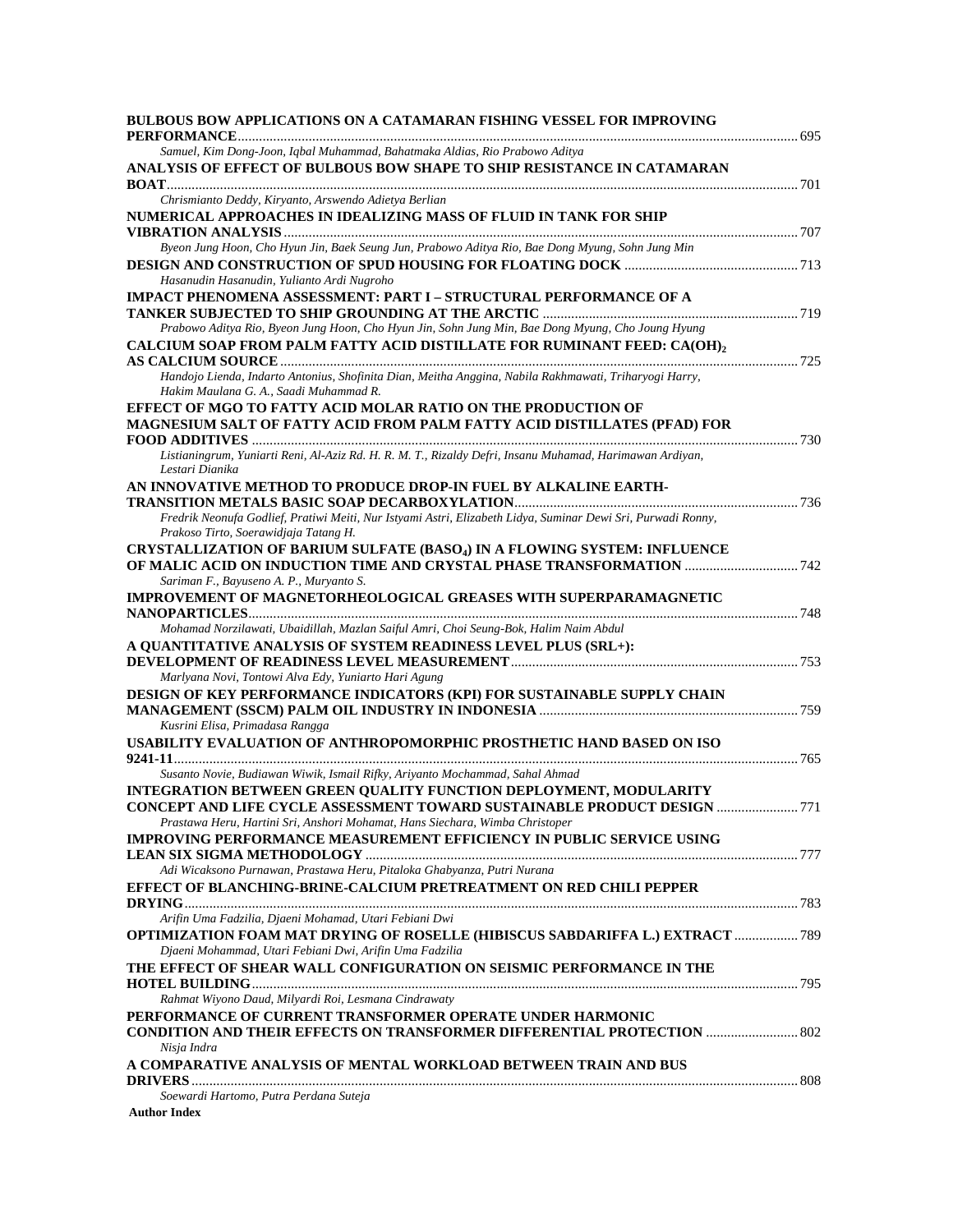**BULBOUS BOW APPLICATIONS ON A CATAMARAN FISHING VESSEL FOR IMPROVING PERFORMANCE** ........ 695
*Samuel, Kim Dong-Joon, Iqbal Muhammad, Bahatmaka Aldias, Rio Prabowo Aditya*

**ANALYSIS OF EFFECT OF BULBOUS BOW SHAPE TO SHIP RESISTANCE IN CATAMARAN BOAT** ........ 701
*Chrismianto Deddy, Kiryanto, Arswendo Adietya Berlian*

**NUMERICAL APPROACHES IN IDEALIZING MASS OF FLUID IN TANK FOR SHIP VIBRATION ANALYSIS** ........ 707
*Byeon Jung Hoon, Cho Hyun Jin, Baek Seung Jun, Prabowo Aditya Rio, Bae Dong Myung, Sohn Jung Min*

**DESIGN AND CONSTRUCTION OF SPUD HOUSING FOR FLOATING DOCK** ........ 713
*Hasanudin Hasanudin, Yulianto Ardi Nugroho*

**IMPACT PHENOMENA ASSESSMENT: PART I – STRUCTURAL PERFORMANCE OF A TANKER SUBJECTED TO SHIP GROUNDING AT THE ARCTIC** ........ 719
*Prabowo Aditya Rio, Byeon Jung Hoon, Cho Hyun Jin, Sohn Jung Min, Bae Dong Myung, Cho Joung Hyung*

**CALCIUM SOAP FROM PALM FATTY ACID DISTILLATE FOR RUMINANT FEED: $CA(OH)_2$ AS CALCIUM SOURCE** ........ 725
*Handojo Lienda, Indarto Antonius, Shofinita Dian, Meitha Anggina, Nabila Rakhmawati, Triharyogi Harry, Hakim Maulana G. A., Saadi Muhammad R.*

**EFFECT OF MGO TO FATTY ACID MOLAR RATIO ON THE PRODUCTION OF MAGNESIUM SALT OF FATTY ACID FROM PALM FATTY ACID DISTILLATES (PFAD) FOR FOOD ADDITIVES** ........ 730
*Listianingrum, Yuniarti Reni, Al-Aziz Rd. H. R. M. T., Rizaldy Defri, Insanu Muhamad, Harimawan Ardiyan, Lestari Dianika*

**AN INNOVATIVE METHOD TO PRODUCE DROP-IN FUEL BY ALKALINE EARTH-TRANSITION METALS BASIC SOAP DECARBOXYLATION** ........ 736
*Fredrik Neonufa Godlief, Pratiwi Meiti, Nur Istyami Astri, Elizabeth Lidya, Suminar Dewi Sri, Purwadi Ronny, Prakoso Tirto, Soerawidjaja Tatang H.*

**CRYSTALLIZATION OF BARIUM SULFATE ($BASO_4$) IN A FLOWING SYSTEM: INFLUENCE OF MALIC ACID ON INDUCTION TIME AND CRYSTAL PHASE TRANSFORMATION** ........ 742
*Sariman F., Bayuseno A. P., Muryanto S.*

**IMPROVEMENT OF MAGNETORHEOLOGICAL GREASES WITH SUPERPARAMAGNETIC NANOPARTICLES** ........ 748
*Mohamad Norzilawati, Ubaidillah, Mazlan Saiful Amri, Choi Seung-Bok, Halim Naim Abdul*

**A QUANTITATIVE ANALYSIS OF SYSTEM READINESS LEVEL PLUS (SRL+): DEVELOPMENT OF READINESS LEVEL MEASUREMENT** ........ 753
*Marlyana Novi, Tontowi Alva Edy, Yuniarto Hari Agung*

**DESIGN OF KEY PERFORMANCE INDICATORS (KPI) FOR SUSTAINABLE SUPPLY CHAIN MANAGEMENT (SSCM) PALM OIL INDUSTRY IN INDONESIA** ........ 759
*Kusrini Elisa, Primadasa Rangga*

**USABILITY EVALUATION OF ANTHROPOMORPHIC PROSTHETIC HAND BASED ON ISO 9241-11** ........ 765
*Susanto Novie, Budiawan Wiwik, Ismail Rifky, Ariyanto Mochammad, Sahal Ahmad*

**INTEGRATION BETWEEN GREEN QUALITY FUNCTION DEPLOYMENT, MODULARITY CONCEPT AND LIFE CYCLE ASSESSMENT TOWARD SUSTAINABLE PRODUCT DESIGN** ........ 771
*Prastawa Heru, Hartini Sri, Anshori Mohamat, Hans Siechara, Wimba Christoper*

**IMPROVING PERFORMANCE MEASUREMENT EFFICIENCY IN PUBLIC SERVICE USING LEAN SIX SIGMA METHODOLOGY** ........ 777
*Adi Wicaksono Purnawan, Prastawa Heru, Pitaloka Ghabyanza, Putri Nurana*

**EFFECT OF BLANCHING-BRINE-CALCIUM PRETREATMENT ON RED CHILI PEPPER DRYING** ........ 783
*Arifin Uma Fadzilia, Djaeni Mohamad, Utari Febiani Dwi*

**OPTIMIZATION FOAM MAT DRYING OF ROSELLE (HIBISCUS SABDARIFFA L.) EXTRACT** ........ 789
*Djaeni Mohammad, Utari Febiani Dwi, Arifin Uma Fadzilia*

**THE EFFECT OF SHEAR WALL CONFIGURATION ON SEISMIC PERFORMANCE IN THE HOTEL BUILDING** ........ 795
*Rahmat Wiyono Daud, Milyardi Roi, Lesmana Cindrawaty*

**PERFORMANCE OF CURRENT TRANSFORMER OPERATE UNDER HARMONIC CONDITION AND THEIR EFFECTS ON TRANSFORMER DIFFERENTIAL PROTECTION** ........ 802
*Nisja Indra*

**A COMPARATIVE ANALYSIS OF MENTAL WORKLOAD BETWEEN TRAIN AND BUS DRIVERS** ........ 808
*Soewardi Hartomo, Putra Perdana Suteja*

**Author Index**